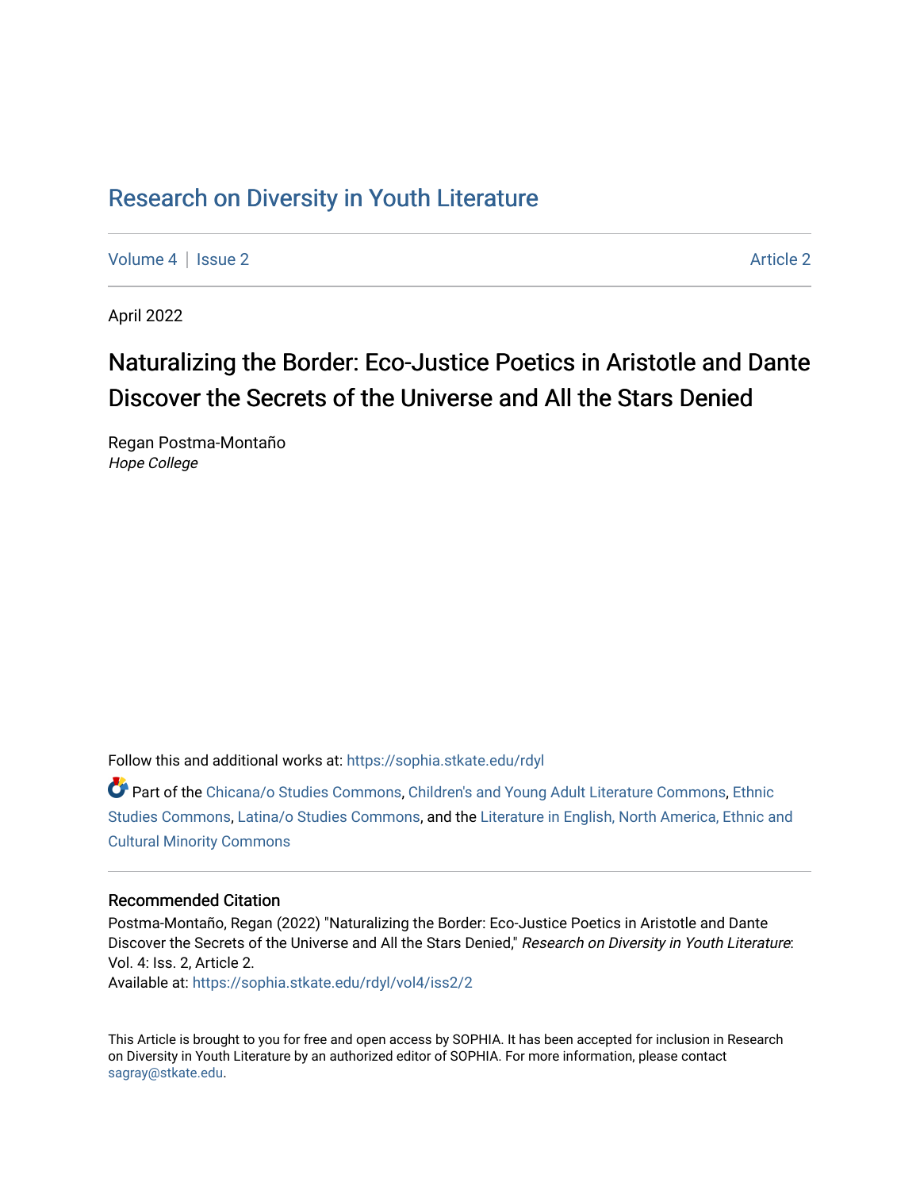Research on Diversity in Youth Literature

Volume 4 | Issue 2 | Article 2

April 2022

# Naturalizing the Border: Eco-Justice Poetics in Aristotle and Dante Discover the Secrets of the Universe and All the Stars Denied

Regan Postma-Montaño
*Hope College*

Follow this and additional works at: https://sophia.stkate.edu/rdyl

Part of the Chicana/o Studies Commons, Children's and Young Adult Literature Commons, Ethnic Studies Commons, Latina/o Studies Commons, and the Literature in English, North America, Ethnic and Cultural Minority Commons

## Recommended Citation

Postma-Montaño, Regan (2022) "Naturalizing the Border: Eco-Justice Poetics in Aristotle and Dante Discover the Secrets of the Universe and All the Stars Denied," *Research on Diversity in Youth Literature*: Vol. 4: Iss. 2, Article 2.
Available at: https://sophia.stkate.edu/rdyl/vol4/iss2/2

This Article is brought to you for free and open access by SOPHIA. It has been accepted for inclusion in Research on Diversity in Youth Literature by an authorized editor of SOPHIA. For more information, please contact sagray@stkate.edu.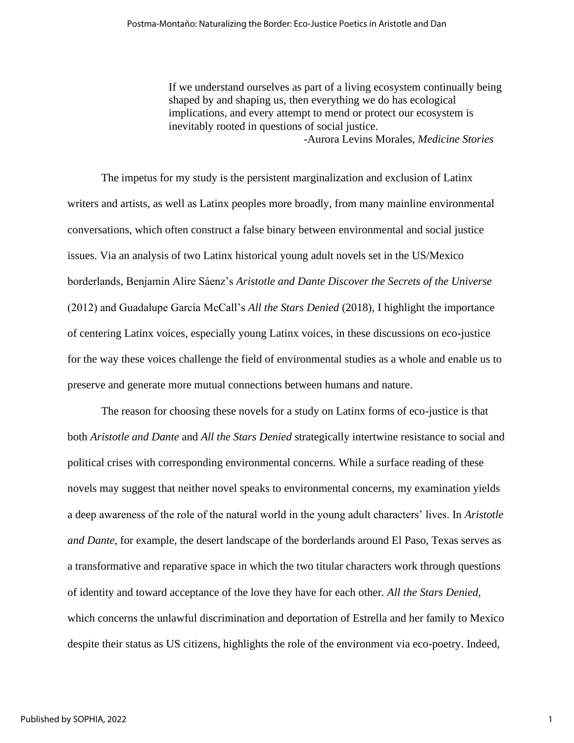> If we understand ourselves as part of a living ecosystem continually being shaped by and shaping us, then everything we do has ecological implications, and every attempt to mend or protect our ecosystem is inevitably rooted in questions of social justice.
>
> -Aurora Levins Morales, *Medicine Stories*

The impetus for my study is the persistent marginalization and exclusion of Latinx writers and artists, as well as Latinx peoples more broadly, from many mainline environmental conversations, which often construct a false binary between environmental and social justice issues. Via an analysis of two Latinx historical young adult novels set in the US/Mexico borderlands, Benjamin Alire Sáenz's *Aristotle and Dante Discover the Secrets of the Universe* (2012) and Guadalupe García McCall's *All the Stars Denied* (2018), I highlight the importance of centering Latinx voices, especially young Latinx voices, in these discussions on eco-justice for the way these voices challenge the field of environmental studies as a whole and enable us to preserve and generate more mutual connections between humans and nature.

The reason for choosing these novels for a study on Latinx forms of eco-justice is that both *Aristotle and Dante* and *All the Stars Denied* strategically intertwine resistance to social and political crises with corresponding environmental concerns. While a surface reading of these novels may suggest that neither novel speaks to environmental concerns, my examination yields a deep awareness of the role of the natural world in the young adult characters' lives. In *Aristotle and Dante*, for example, the desert landscape of the borderlands around El Paso, Texas serves as a transformative and reparative space in which the two titular characters work through questions of identity and toward acceptance of the love they have for each other. *All the Stars Denied*, which concerns the unlawful discrimination and deportation of Estrella and her family to Mexico despite their status as US citizens, highlights the role of the environment via eco-poetry. Indeed,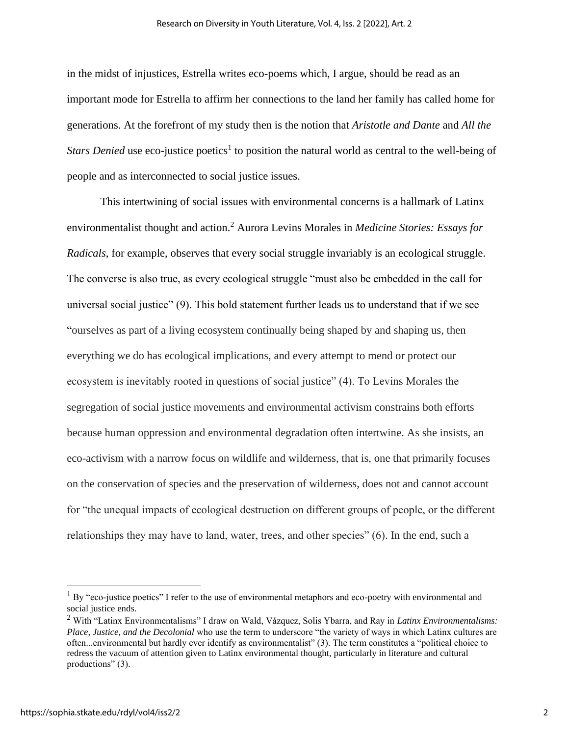in the midst of injustices, Estrella writes eco-poems which, I argue, should be read as an important mode for Estrella to affirm her connections to the land her family has called home for generations. At the forefront of my study then is the notion that *Aristotle and Dante* and *All the Stars Denied* use eco-justice poetics[1] to position the natural world as central to the well-being of people and as interconnected to social justice issues.

This intertwining of social issues with environmental concerns is a hallmark of Latinx environmentalist thought and action.[2] Aurora Levins Morales in *Medicine Stories: Essays for Radicals*, for example, observes that every social struggle invariably is an ecological struggle. The converse is also true, as every ecological struggle "must also be embedded in the call for universal social justice" (9). This bold statement further leads us to understand that if we see "ourselves as part of a living ecosystem continually being shaped by and shaping us, then everything we do has ecological implications, and every attempt to mend or protect our ecosystem is inevitably rooted in questions of social justice" (4). To Levins Morales the segregation of social justice movements and environmental activism constrains both efforts because human oppression and environmental degradation often intertwine. As she insists, an eco-activism with a narrow focus on wildlife and wilderness, that is, one that primarily focuses on the conservation of species and the preservation of wilderness, does not and cannot account for "the unequal impacts of ecological destruction on different groups of people, or the different relationships they may have to land, water, trees, and other species" (6). In the end, such a

[1] By "eco-justice poetics" I refer to the use of environmental metaphors and eco-poetry with environmental and social justice ends.

[2] With "Latinx Environmentalisms" I draw on Wald, Vázquez, Solis Ybarra, and Ray in *Latinx Environmentalisms: Place, Justice, and the Decolonial* who use the term to underscore "the variety of ways in which Latinx cultures are often...environmental but hardly ever identify as environmentalist" (3). The term constitutes a "political choice to redress the vacuum of attention given to Latinx environmental thought, particularly in literature and cultural productions" (3).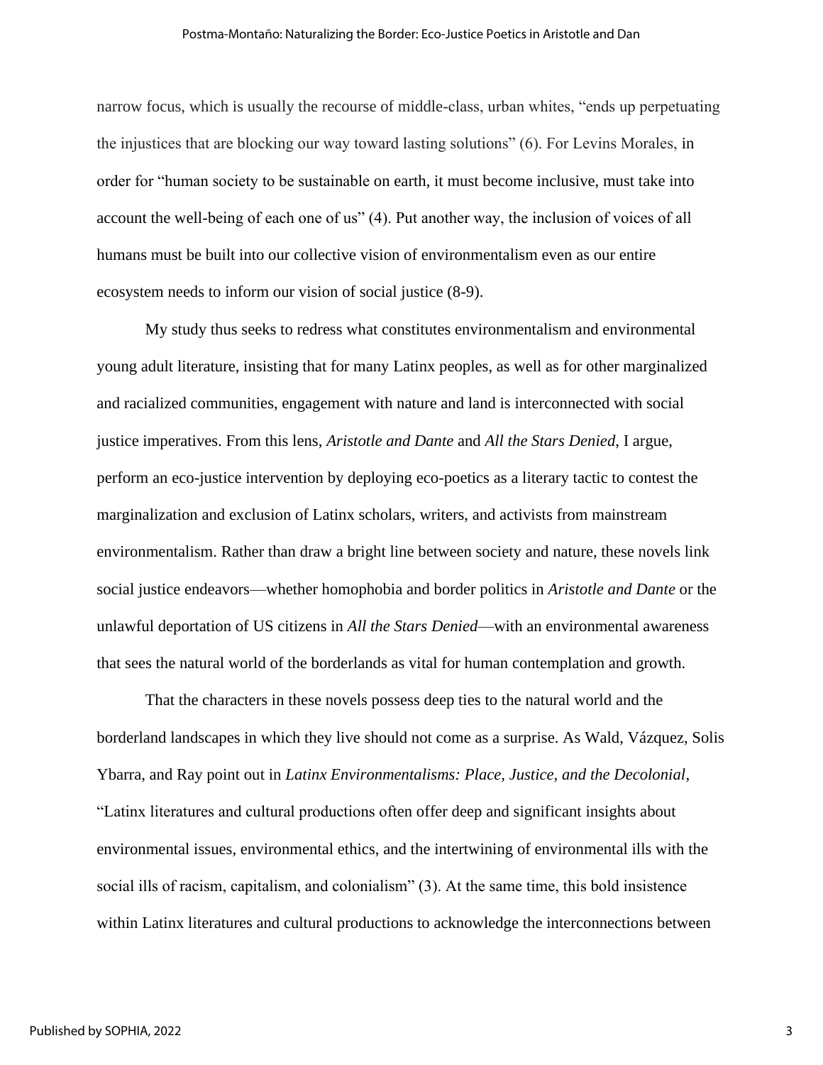narrow focus, which is usually the recourse of middle-class, urban whites, "ends up perpetuating the injustices that are blocking our way toward lasting solutions" (6). For Levins Morales, in order for "human society to be sustainable on earth, it must become inclusive, must take into account the well-being of each one of us" (4). Put another way, the inclusion of voices of all humans must be built into our collective vision of environmentalism even as our entire ecosystem needs to inform our vision of social justice (8-9).

My study thus seeks to redress what constitutes environmentalism and environmental young adult literature, insisting that for many Latinx peoples, as well as for other marginalized and racialized communities, engagement with nature and land is interconnected with social justice imperatives. From this lens, *Aristotle and Dante* and *All the Stars Denied*, I argue, perform an eco-justice intervention by deploying eco-poetics as a literary tactic to contest the marginalization and exclusion of Latinx scholars, writers, and activists from mainstream environmentalism. Rather than draw a bright line between society and nature, these novels link social justice endeavors—whether homophobia and border politics in *Aristotle and Dante* or the unlawful deportation of US citizens in *All the Stars Denied*—with an environmental awareness that sees the natural world of the borderlands as vital for human contemplation and growth.

That the characters in these novels possess deep ties to the natural world and the borderland landscapes in which they live should not come as a surprise. As Wald, Vázquez, Solis Ybarra, and Ray point out in *Latinx Environmentalisms: Place, Justice, and the Decolonial*, "Latinx literatures and cultural productions often offer deep and significant insights about environmental issues, environmental ethics, and the intertwining of environmental ills with the social ills of racism, capitalism, and colonialism" (3). At the same time, this bold insistence within Latinx literatures and cultural productions to acknowledge the interconnections between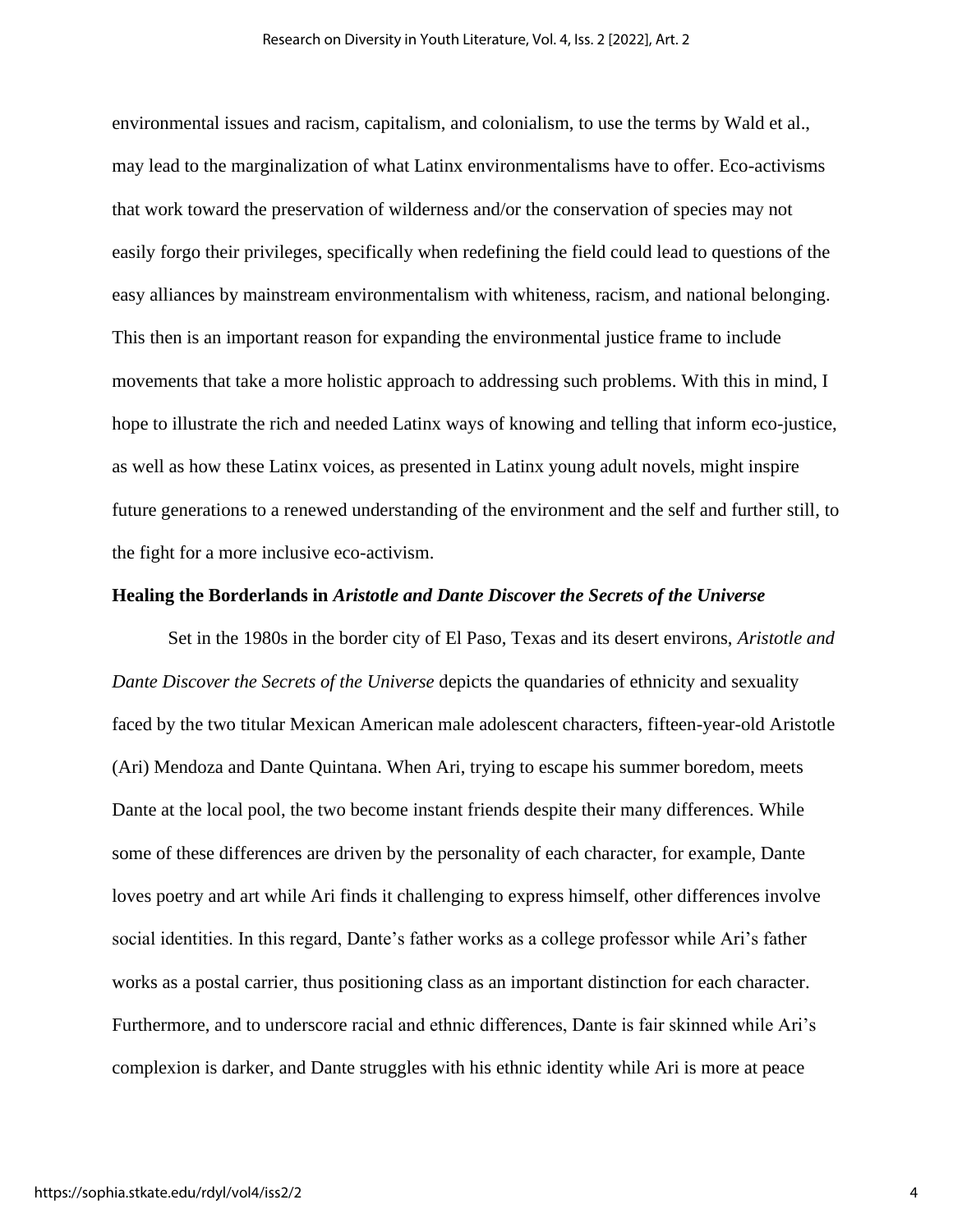environmental issues and racism, capitalism, and colonialism, to use the terms by Wald et al., may lead to the marginalization of what Latinx environmentalisms have to offer. Eco-activisms that work toward the preservation of wilderness and/or the conservation of species may not easily forgo their privileges, specifically when redefining the field could lead to questions of the easy alliances by mainstream environmentalism with whiteness, racism, and national belonging. This then is an important reason for expanding the environmental justice frame to include movements that take a more holistic approach to addressing such problems. With this in mind, I hope to illustrate the rich and needed Latinx ways of knowing and telling that inform eco-justice, as well as how these Latinx voices, as presented in Latinx young adult novels, might inspire future generations to a renewed understanding of the environment and the self and further still, to the fight for a more inclusive eco-activism.

**Healing the Borderlands in *Aristotle and Dante Discover the Secrets of the Universe***

Set in the 1980s in the border city of El Paso, Texas and its desert environs, *Aristotle and Dante Discover the Secrets of the Universe* depicts the quandaries of ethnicity and sexuality faced by the two titular Mexican American male adolescent characters, fifteen-year-old Aristotle (Ari) Mendoza and Dante Quintana. When Ari, trying to escape his summer boredom, meets Dante at the local pool, the two become instant friends despite their many differences. While some of these differences are driven by the personality of each character, for example, Dante loves poetry and art while Ari finds it challenging to express himself, other differences involve social identities. In this regard, Dante's father works as a college professor while Ari's father works as a postal carrier, thus positioning class as an important distinction for each character. Furthermore, and to underscore racial and ethnic differences, Dante is fair skinned while Ari's complexion is darker, and Dante struggles with his ethnic identity while Ari is more at peace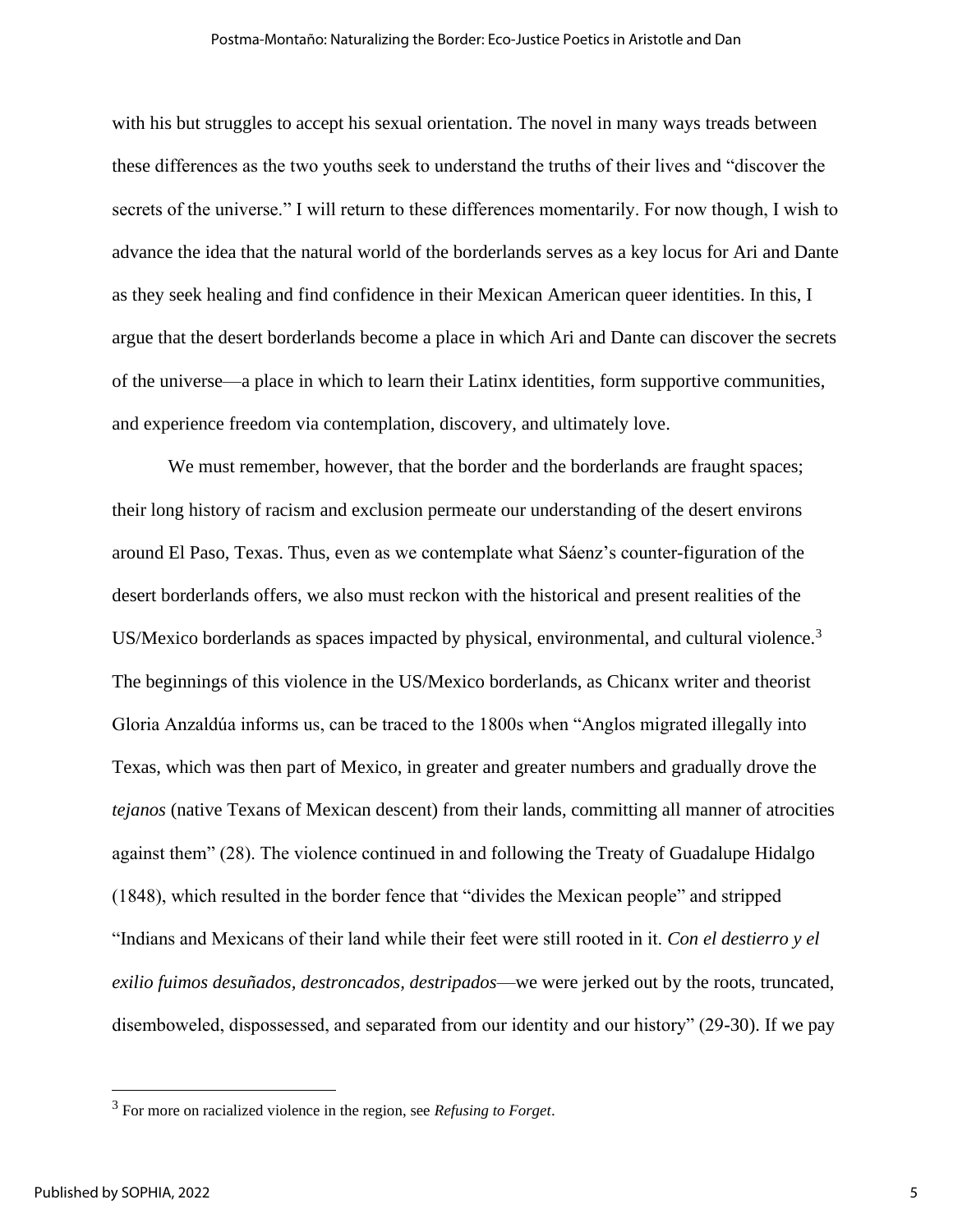with his but struggles to accept his sexual orientation. The novel in many ways treads between these differences as the two youths seek to understand the truths of their lives and "discover the secrets of the universe." I will return to these differences momentarily. For now though, I wish to advance the idea that the natural world of the borderlands serves as a key locus for Ari and Dante as they seek healing and find confidence in their Mexican American queer identities. In this, I argue that the desert borderlands become a place in which Ari and Dante can discover the secrets of the universe—a place in which to learn their Latinx identities, form supportive communities, and experience freedom via contemplation, discovery, and ultimately love.

We must remember, however, that the border and the borderlands are fraught spaces; their long history of racism and exclusion permeate our understanding of the desert environs around El Paso, Texas. Thus, even as we contemplate what Sáenz's counter-figuration of the desert borderlands offers, we also must reckon with the historical and present realities of the US/Mexico borderlands as spaces impacted by physical, environmental, and cultural violence.[3] The beginnings of this violence in the US/Mexico borderlands, as Chicanx writer and theorist Gloria Anzaldúa informs us, can be traced to the 1800s when "Anglos migrated illegally into Texas, which was then part of Mexico, in greater and greater numbers and gradually drove the *tejanos* (native Texans of Mexican descent) from their lands, committing all manner of atrocities against them" (28). The violence continued in and following the Treaty of Guadalupe Hidalgo (1848), which resulted in the border fence that "divides the Mexican people" and stripped "Indians and Mexicans of their land while their feet were still rooted in it. *Con el destierro y el exilio fuimos desuñados, destroncados, destripados*—we were jerked out by the roots, truncated, disemboweled, dispossessed, and separated from our identity and our history" (29-30). If we pay

[3] For more on racialized violence in the region, see *Refusing to Forget*.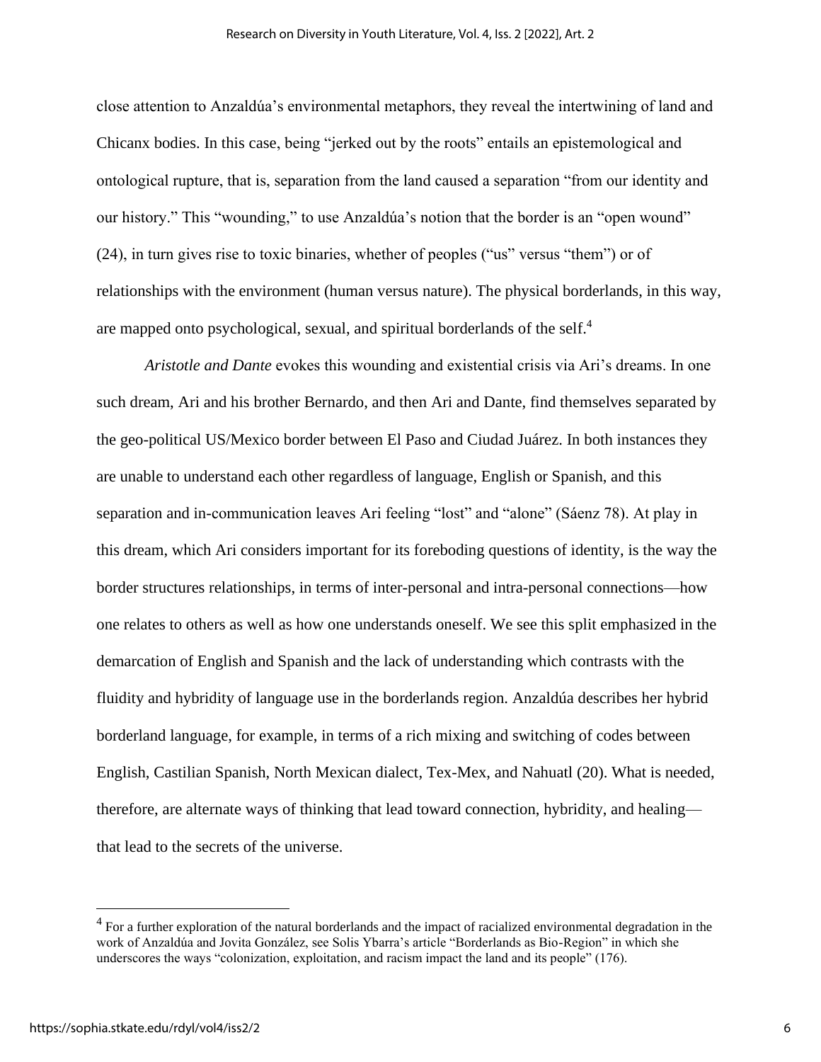close attention to Anzaldúa's environmental metaphors, they reveal the intertwining of land and Chicanx bodies. In this case, being "jerked out by the roots" entails an epistemological and ontological rupture, that is, separation from the land caused a separation "from our identity and our history." This "wounding," to use Anzaldúa's notion that the border is an "open wound" (24), in turn gives rise to toxic binaries, whether of peoples ("us" versus "them") or of relationships with the environment (human versus nature). The physical borderlands, in this way, are mapped onto psychological, sexual, and spiritual borderlands of the self.[4]

*Aristotle and Dante* evokes this wounding and existential crisis via Ari's dreams. In one such dream, Ari and his brother Bernardo, and then Ari and Dante, find themselves separated by the geo-political US/Mexico border between El Paso and Ciudad Juárez. In both instances they are unable to understand each other regardless of language, English or Spanish, and this separation and in-communication leaves Ari feeling "lost" and "alone" (Sáenz 78). At play in this dream, which Ari considers important for its foreboding questions of identity, is the way the border structures relationships, in terms of inter-personal and intra-personal connections—how one relates to others as well as how one understands oneself. We see this split emphasized in the demarcation of English and Spanish and the lack of understanding which contrasts with the fluidity and hybridity of language use in the borderlands region. Anzaldúa describes her hybrid borderland language, for example, in terms of a rich mixing and switching of codes between English, Castilian Spanish, North Mexican dialect, Tex-Mex, and Nahuatl (20). What is needed, therefore, are alternate ways of thinking that lead toward connection, hybridity, and healing—that lead to the secrets of the universe.

---

[4] For a further exploration of the natural borderlands and the impact of racialized environmental degradation in the work of Anzaldúa and Jovita González, see Solis Ybarra's article "Borderlands as Bio-Region" in which she underscores the ways "colonization, exploitation, and racism impact the land and its people" (176).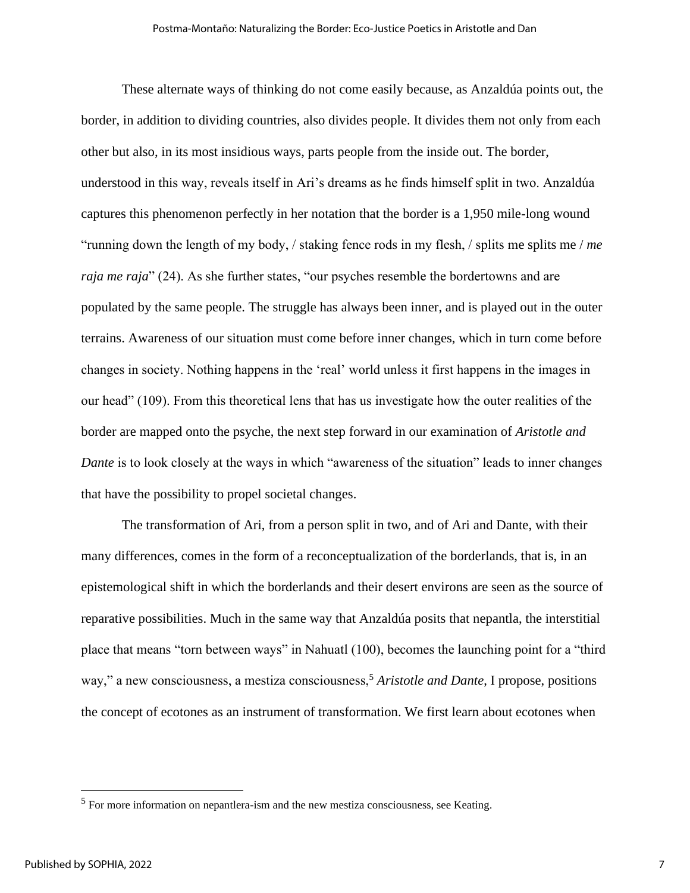These alternate ways of thinking do not come easily because, as Anzaldúa points out, the border, in addition to dividing countries, also divides people. It divides them not only from each other but also, in its most insidious ways, parts people from the inside out. The border, understood in this way, reveals itself in Ari's dreams as he finds himself split in two. Anzaldúa captures this phenomenon perfectly in her notation that the border is a 1,950 mile-long wound "running down the length of my body, / staking fence rods in my flesh, / splits me splits me / *me raja me raja*" (24). As she further states, "our psyches resemble the bordertowns and are populated by the same people. The struggle has always been inner, and is played out in the outer terrains. Awareness of our situation must come before inner changes, which in turn come before changes in society. Nothing happens in the 'real' world unless it first happens in the images in our head" (109). From this theoretical lens that has us investigate how the outer realities of the border are mapped onto the psyche, the next step forward in our examination of *Aristotle and Dante* is to look closely at the ways in which "awareness of the situation" leads to inner changes that have the possibility to propel societal changes.

The transformation of Ari, from a person split in two, and of Ari and Dante, with their many differences, comes in the form of a reconceptualization of the borderlands, that is, in an epistemological shift in which the borderlands and their desert environs are seen as the source of reparative possibilities. Much in the same way that Anzaldúa posits that nepantla, the interstitial place that means "torn between ways" in Nahuatl (100), becomes the launching point for a "third way," a new consciousness, a mestiza consciousness,[5] *Aristotle and Dante*, I propose, positions the concept of ecotones as an instrument of transformation. We first learn about ecotones when

[5] For more information on nepantlera-ism and the new mestiza consciousness, see Keating.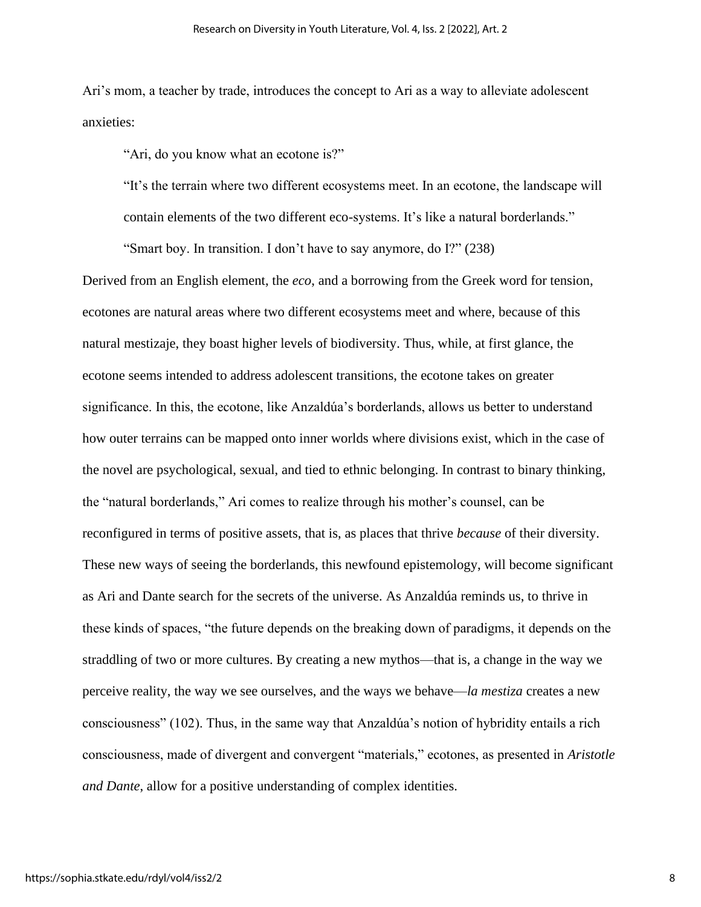Ari's mom, a teacher by trade, introduces the concept to Ari as a way to alleviate adolescent anxieties:

> "Ari, do you know what an ecotone is?"
>
> "It's the terrain where two different ecosystems meet. In an ecotone, the landscape will contain elements of the two different eco-systems. It's like a natural borderlands."
>
> "Smart boy. In transition. I don't have to say anymore, do I?" (238)

Derived from an English element, the *eco*, and a borrowing from the Greek word for tension, ecotones are natural areas where two different ecosystems meet and where, because of this natural mestizaje, they boast higher levels of biodiversity. Thus, while, at first glance, the ecotone seems intended to address adolescent transitions, the ecotone takes on greater significance. In this, the ecotone, like Anzaldúa's borderlands, allows us better to understand how outer terrains can be mapped onto inner worlds where divisions exist, which in the case of the novel are psychological, sexual, and tied to ethnic belonging. In contrast to binary thinking, the "natural borderlands," Ari comes to realize through his mother's counsel, can be reconfigured in terms of positive assets, that is, as places that thrive *because* of their diversity. These new ways of seeing the borderlands, this newfound epistemology, will become significant as Ari and Dante search for the secrets of the universe. As Anzaldúa reminds us, to thrive in these kinds of spaces, "the future depends on the breaking down of paradigms, it depends on the straddling of two or more cultures. By creating a new mythos—that is, a change in the way we perceive reality, the way we see ourselves, and the ways we behave—*la mestiza* creates a new consciousness" (102). Thus, in the same way that Anzaldúa's notion of hybridity entails a rich consciousness, made of divergent and convergent "materials," ecotones, as presented in *Aristotle and Dante*, allow for a positive understanding of complex identities.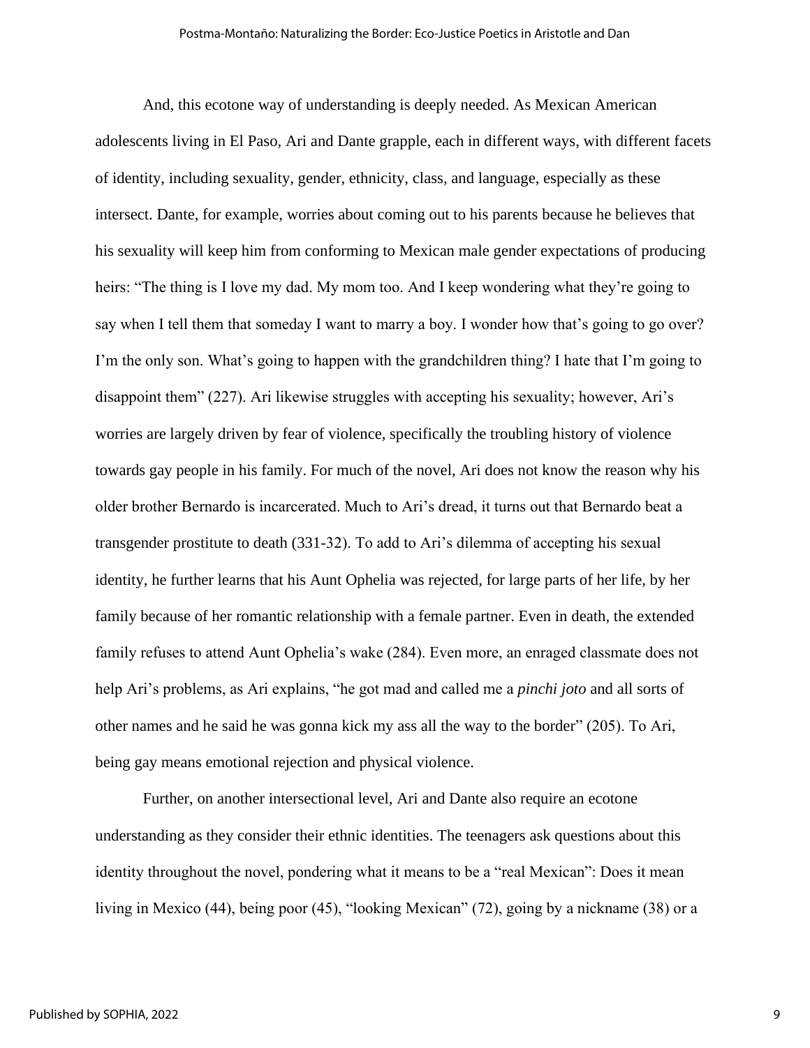And, this ecotone way of understanding is deeply needed. As Mexican American adolescents living in El Paso, Ari and Dante grapple, each in different ways, with different facets of identity, including sexuality, gender, ethnicity, class, and language, especially as these intersect. Dante, for example, worries about coming out to his parents because he believes that his sexuality will keep him from conforming to Mexican male gender expectations of producing heirs: "The thing is I love my dad. My mom too. And I keep wondering what they're going to say when I tell them that someday I want to marry a boy. I wonder how that's going to go over? I'm the only son. What's going to happen with the grandchildren thing? I hate that I'm going to disappoint them" (227). Ari likewise struggles with accepting his sexuality; however, Ari's worries are largely driven by fear of violence, specifically the troubling history of violence towards gay people in his family. For much of the novel, Ari does not know the reason why his older brother Bernardo is incarcerated. Much to Ari's dread, it turns out that Bernardo beat a transgender prostitute to death (331-32). To add to Ari's dilemma of accepting his sexual identity, he further learns that his Aunt Ophelia was rejected, for large parts of her life, by her family because of her romantic relationship with a female partner. Even in death, the extended family refuses to attend Aunt Ophelia's wake (284). Even more, an enraged classmate does not help Ari's problems, as Ari explains, "he got mad and called me a *pinchi joto* and all sorts of other names and he said he was gonna kick my ass all the way to the border" (205). To Ari, being gay means emotional rejection and physical violence.

Further, on another intersectional level, Ari and Dante also require an ecotone understanding as they consider their ethnic identities. The teenagers ask questions about this identity throughout the novel, pondering what it means to be a "real Mexican": Does it mean living in Mexico (44), being poor (45), "looking Mexican" (72), going by a nickname (38) or a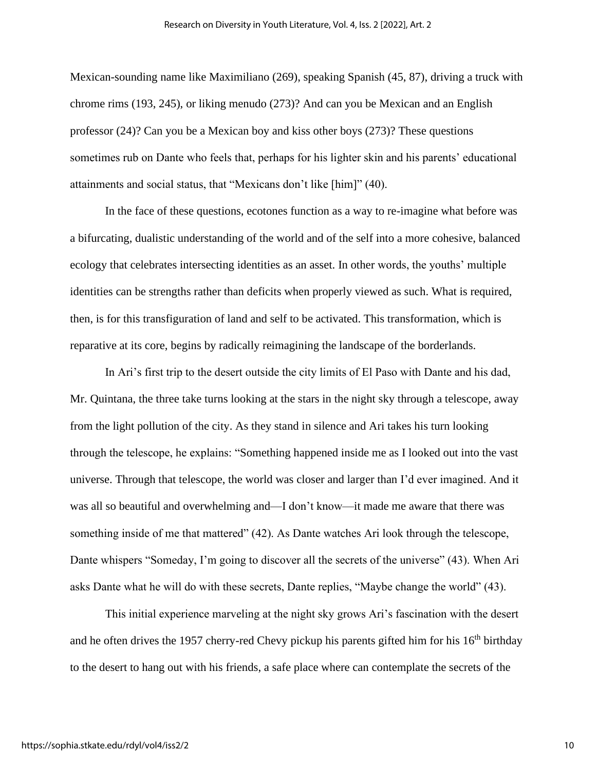Mexican-sounding name like Maximiliano (269), speaking Spanish (45, 87), driving a truck with chrome rims (193, 245), or liking menudo (273)? And can you be Mexican and an English professor (24)? Can you be a Mexican boy and kiss other boys (273)? These questions sometimes rub on Dante who feels that, perhaps for his lighter skin and his parents' educational attainments and social status, that "Mexicans don't like [him]" (40).

In the face of these questions, ecotones function as a way to re-imagine what before was a bifurcating, dualistic understanding of the world and of the self into a more cohesive, balanced ecology that celebrates intersecting identities as an asset. In other words, the youths' multiple identities can be strengths rather than deficits when properly viewed as such. What is required, then, is for this transfiguration of land and self to be activated. This transformation, which is reparative at its core, begins by radically reimagining the landscape of the borderlands.

In Ari's first trip to the desert outside the city limits of El Paso with Dante and his dad, Mr. Quintana, the three take turns looking at the stars in the night sky through a telescope, away from the light pollution of the city. As they stand in silence and Ari takes his turn looking through the telescope, he explains: "Something happened inside me as I looked out into the vast universe. Through that telescope, the world was closer and larger than I'd ever imagined. And it was all so beautiful and overwhelming and—I don't know—it made me aware that there was something inside of me that mattered" (42). As Dante watches Ari look through the telescope, Dante whispers "Someday, I'm going to discover all the secrets of the universe" (43). When Ari asks Dante what he will do with these secrets, Dante replies, "Maybe change the world" (43).

This initial experience marveling at the night sky grows Ari's fascination with the desert and he often drives the 1957 cherry-red Chevy pickup his parents gifted him for his 16th birthday to the desert to hang out with his friends, a safe place where can contemplate the secrets of the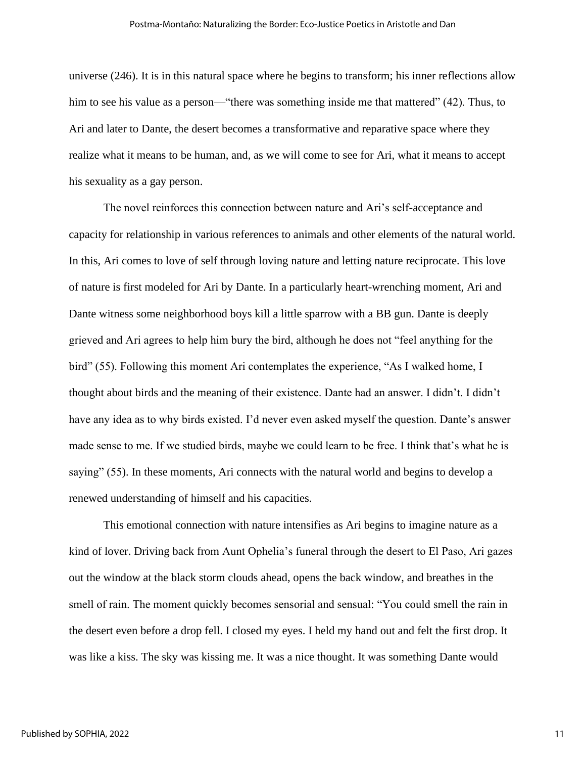universe (246). It is in this natural space where he begins to transform; his inner reflections allow him to see his value as a person—"there was something inside me that mattered" (42). Thus, to Ari and later to Dante, the desert becomes a transformative and reparative space where they realize what it means to be human, and, as we will come to see for Ari, what it means to accept his sexuality as a gay person.

The novel reinforces this connection between nature and Ari's self-acceptance and capacity for relationship in various references to animals and other elements of the natural world. In this, Ari comes to love of self through loving nature and letting nature reciprocate. This love of nature is first modeled for Ari by Dante. In a particularly heart-wrenching moment, Ari and Dante witness some neighborhood boys kill a little sparrow with a BB gun. Dante is deeply grieved and Ari agrees to help him bury the bird, although he does not "feel anything for the bird" (55). Following this moment Ari contemplates the experience, "As I walked home, I thought about birds and the meaning of their existence. Dante had an answer. I didn't. I didn't have any idea as to why birds existed. I'd never even asked myself the question. Dante's answer made sense to me. If we studied birds, maybe we could learn to be free. I think that's what he is saying" (55). In these moments, Ari connects with the natural world and begins to develop a renewed understanding of himself and his capacities.

This emotional connection with nature intensifies as Ari begins to imagine nature as a kind of lover. Driving back from Aunt Ophelia's funeral through the desert to El Paso, Ari gazes out the window at the black storm clouds ahead, opens the back window, and breathes in the smell of rain. The moment quickly becomes sensorial and sensual: "You could smell the rain in the desert even before a drop fell. I closed my eyes. I held my hand out and felt the first drop. It was like a kiss. The sky was kissing me. It was a nice thought. It was something Dante would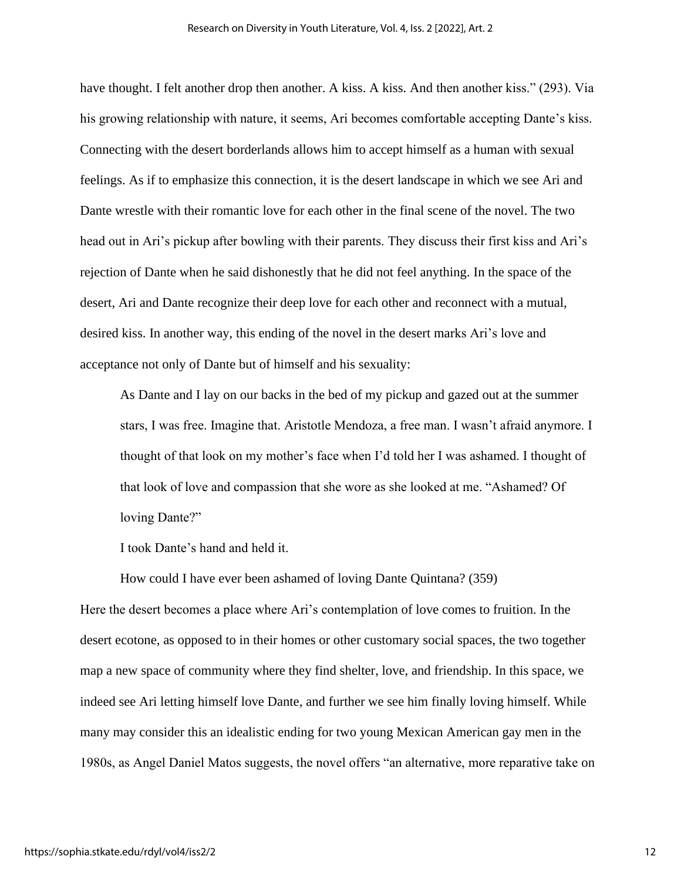have thought. I felt another drop then another. A kiss. A kiss. And then another kiss." (293). Via his growing relationship with nature, it seems, Ari becomes comfortable accepting Dante's kiss. Connecting with the desert borderlands allows him to accept himself as a human with sexual feelings. As if to emphasize this connection, it is the desert landscape in which we see Ari and Dante wrestle with their romantic love for each other in the final scene of the novel. The two head out in Ari's pickup after bowling with their parents. They discuss their first kiss and Ari's rejection of Dante when he said dishonestly that he did not feel anything. In the space of the desert, Ari and Dante recognize their deep love for each other and reconnect with a mutual, desired kiss. In another way, this ending of the novel in the desert marks Ari's love and acceptance not only of Dante but of himself and his sexuality:

> As Dante and I lay on our backs in the bed of my pickup and gazed out at the summer stars, I was free. Imagine that. Aristotle Mendoza, a free man. I wasn't afraid anymore. I thought of that look on my mother's face when I'd told her I was ashamed. I thought of that look of love and compassion that she wore as she looked at me. "Ashamed? Of loving Dante?"
>
> I took Dante's hand and held it.
>
> How could I have ever been ashamed of loving Dante Quintana? (359)

Here the desert becomes a place where Ari's contemplation of love comes to fruition. In the desert ecotone, as opposed to in their homes or other customary social spaces, the two together map a new space of community where they find shelter, love, and friendship. In this space, we indeed see Ari letting himself love Dante, and further we see him finally loving himself. While many may consider this an idealistic ending for two young Mexican American gay men in the 1980s, as Angel Daniel Matos suggests, the novel offers "an alternative, more reparative take on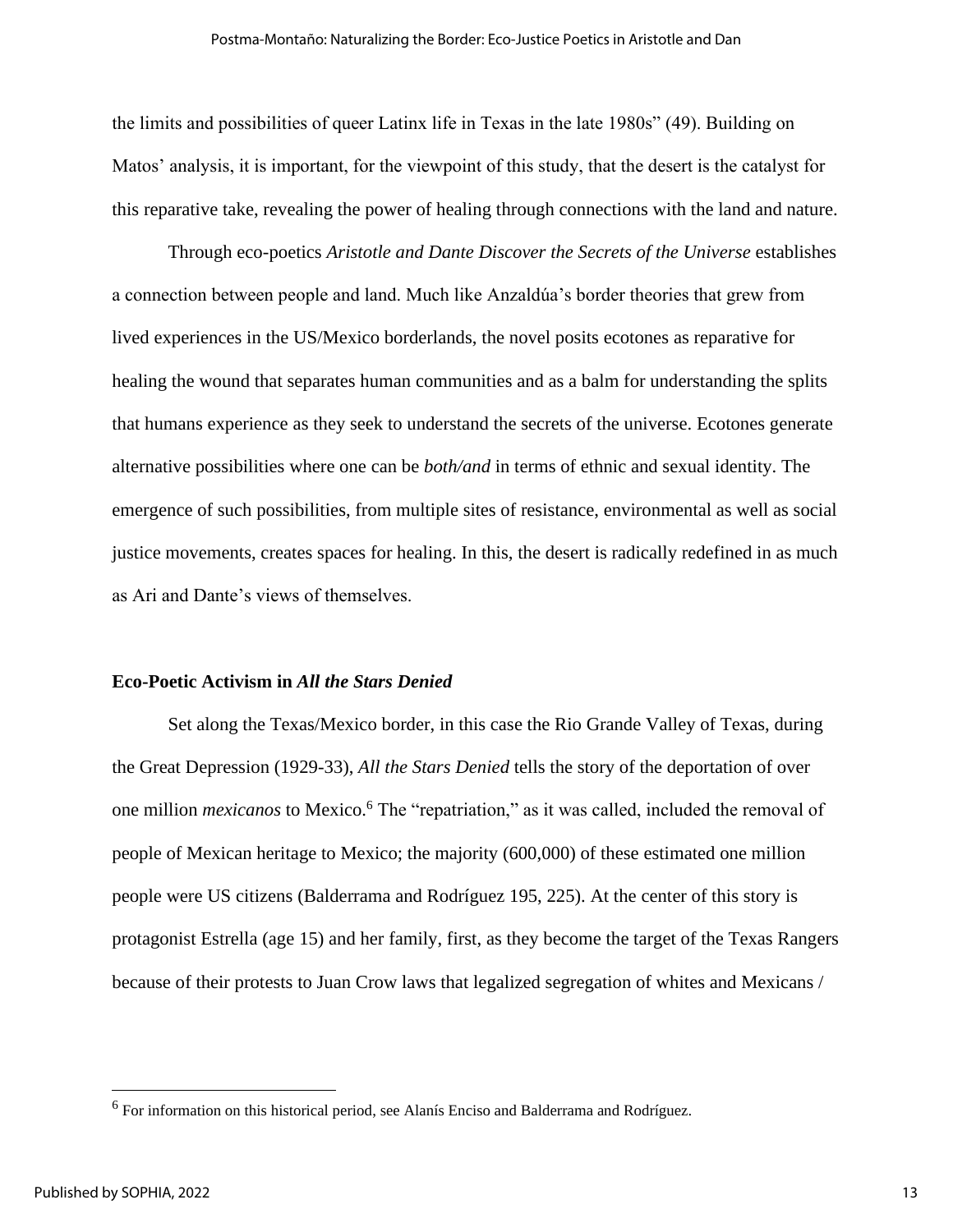the limits and possibilities of queer Latinx life in Texas in the late 1980s" (49). Building on Matos' analysis, it is important, for the viewpoint of this study, that the desert is the catalyst for this reparative take, revealing the power of healing through connections with the land and nature.

Through eco-poetics *Aristotle and Dante Discover the Secrets of the Universe* establishes a connection between people and land. Much like Anzaldúa's border theories that grew from lived experiences in the US/Mexico borderlands, the novel posits ecotones as reparative for healing the wound that separates human communities and as a balm for understanding the splits that humans experience as they seek to understand the secrets of the universe. Ecotones generate alternative possibilities where one can be *both/and* in terms of ethnic and sexual identity. The emergence of such possibilities, from multiple sites of resistance, environmental as well as social justice movements, creates spaces for healing. In this, the desert is radically redefined in as much as Ari and Dante's views of themselves.

**Eco-Poetic Activism in *All the Stars Denied***

Set along the Texas/Mexico border, in this case the Rio Grande Valley of Texas, during the Great Depression (1929-33), *All the Stars Denied* tells the story of the deportation of over one million *mexicanos* to Mexico.[6] The "repatriation," as it was called, included the removal of people of Mexican heritage to Mexico; the majority (600,000) of these estimated one million people were US citizens (Balderrama and Rodríguez 195, 225). At the center of this story is protagonist Estrella (age 15) and her family, first, as they become the target of the Texas Rangers because of their protests to Juan Crow laws that legalized segregation of whites and Mexicans /

[6] For information on this historical period, see Alanís Enciso and Balderrama and Rodríguez.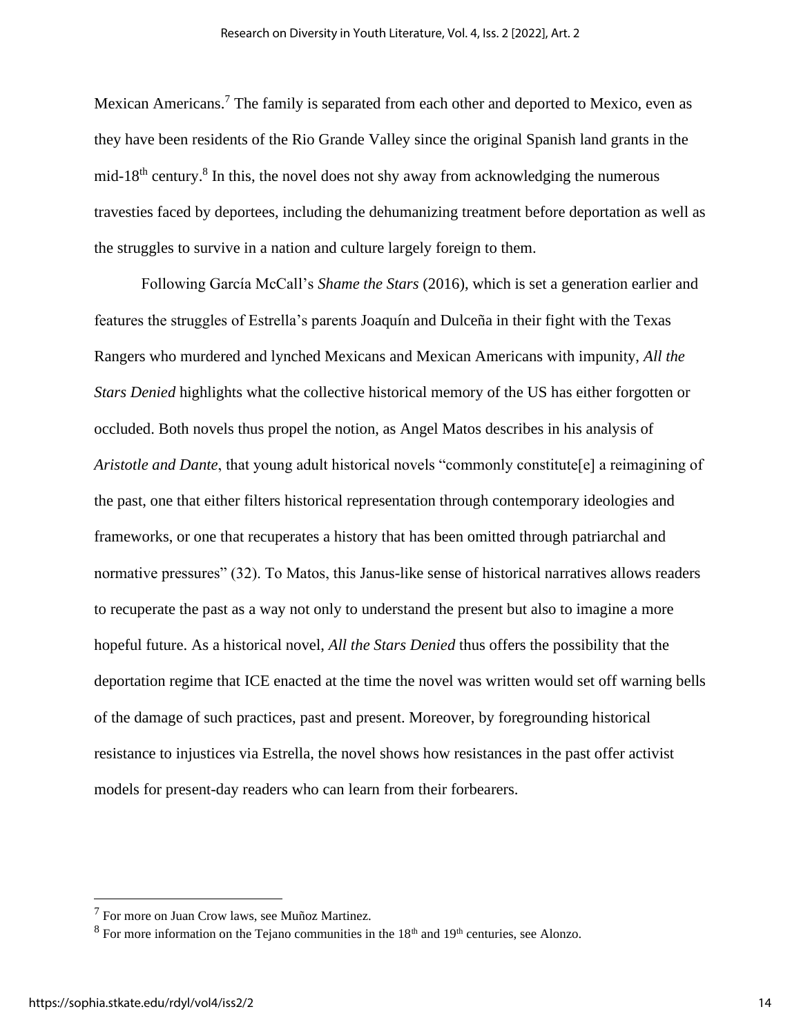Mexican Americans.[7] The family is separated from each other and deported to Mexico, even as they have been residents of the Rio Grande Valley since the original Spanish land grants in the mid-18th century.[8] In this, the novel does not shy away from acknowledging the numerous travesties faced by deportees, including the dehumanizing treatment before deportation as well as the struggles to survive in a nation and culture largely foreign to them.

Following García McCall's *Shame the Stars* (2016), which is set a generation earlier and features the struggles of Estrella's parents Joaquín and Dulceña in their fight with the Texas Rangers who murdered and lynched Mexicans and Mexican Americans with impunity, *All the Stars Denied* highlights what the collective historical memory of the US has either forgotten or occluded. Both novels thus propel the notion, as Angel Matos describes in his analysis of *Aristotle and Dante*, that young adult historical novels "commonly constitute[e] a reimagining of the past, one that either filters historical representation through contemporary ideologies and frameworks, or one that recuperates a history that has been omitted through patriarchal and normative pressures" (32). To Matos, this Janus-like sense of historical narratives allows readers to recuperate the past as a way not only to understand the present but also to imagine a more hopeful future. As a historical novel, *All the Stars Denied* thus offers the possibility that the deportation regime that ICE enacted at the time the novel was written would set off warning bells of the damage of such practices, past and present. Moreover, by foregrounding historical resistance to injustices via Estrella, the novel shows how resistances in the past offer activist models for present-day readers who can learn from their forbearers.

---

[7] For more on Juan Crow laws, see Muñoz Martinez.

[8] For more information on the Tejano communities in the 18th and 19th centuries, see Alonzo.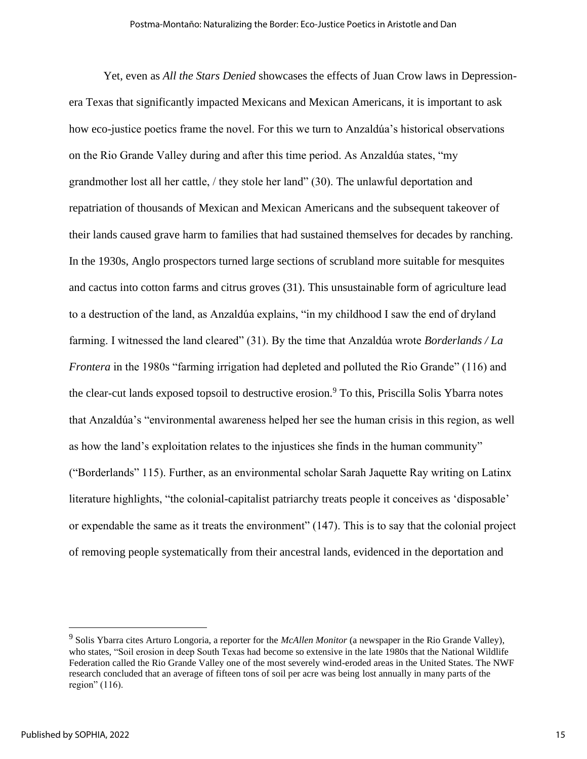Yet, even as *All the Stars Denied* showcases the effects of Juan Crow laws in Depression-era Texas that significantly impacted Mexicans and Mexican Americans, it is important to ask how eco-justice poetics frame the novel. For this we turn to Anzaldúa's historical observations on the Rio Grande Valley during and after this time period. As Anzaldúa states, "my grandmother lost all her cattle, / they stole her land" (30). The unlawful deportation and repatriation of thousands of Mexican and Mexican Americans and the subsequent takeover of their lands caused grave harm to families that had sustained themselves for decades by ranching. In the 1930s, Anglo prospectors turned large sections of scrubland more suitable for mesquites and cactus into cotton farms and citrus groves (31). This unsustainable form of agriculture lead to a destruction of the land, as Anzaldúa explains, "in my childhood I saw the end of dryland farming. I witnessed the land cleared" (31). By the time that Anzaldúa wrote *Borderlands / La Frontera* in the 1980s "farming irrigation had depleted and polluted the Rio Grande" (116) and the clear-cut lands exposed topsoil to destructive erosion.[9] To this, Priscilla Solis Ybarra notes that Anzaldúa's "environmental awareness helped her see the human crisis in this region, as well as how the land's exploitation relates to the injustices she finds in the human community" ("Borderlands" 115). Further, as an environmental scholar Sarah Jaquette Ray writing on Latinx literature highlights, "the colonial-capitalist patriarchy treats people it conceives as 'disposable' or expendable the same as it treats the environment" (147). This is to say that the colonial project of removing people systematically from their ancestral lands, evidenced in the deportation and

[9] Solis Ybarra cites Arturo Longoria, a reporter for the *McAllen Monitor* (a newspaper in the Rio Grande Valley), who states, "Soil erosion in deep South Texas had become so extensive in the late 1980s that the National Wildlife Federation called the Rio Grande Valley one of the most severely wind-eroded areas in the United States. The NWF research concluded that an average of fifteen tons of soil per acre was being lost annually in many parts of the region" (116).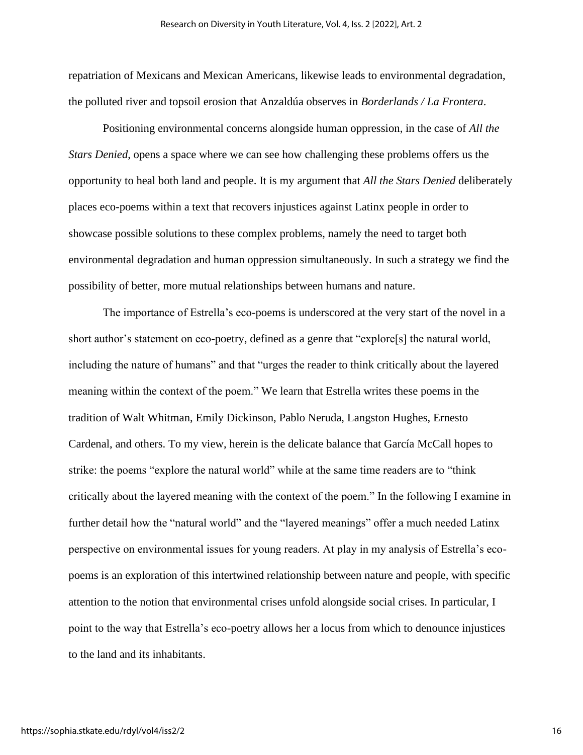repatriation of Mexicans and Mexican Americans, likewise leads to environmental degradation, the polluted river and topsoil erosion that Anzaldúa observes in *Borderlands / La Frontera*.

Positioning environmental concerns alongside human oppression, in the case of *All the Stars Denied*, opens a space where we can see how challenging these problems offers us the opportunity to heal both land and people. It is my argument that *All the Stars Denied* deliberately places eco-poems within a text that recovers injustices against Latinx people in order to showcase possible solutions to these complex problems, namely the need to target both environmental degradation and human oppression simultaneously. In such a strategy we find the possibility of better, more mutual relationships between humans and nature.

The importance of Estrella's eco-poems is underscored at the very start of the novel in a short author's statement on eco-poetry, defined as a genre that "explore[s] the natural world, including the nature of humans" and that "urges the reader to think critically about the layered meaning within the context of the poem." We learn that Estrella writes these poems in the tradition of Walt Whitman, Emily Dickinson, Pablo Neruda, Langston Hughes, Ernesto Cardenal, and others. To my view, herein is the delicate balance that García McCall hopes to strike: the poems "explore the natural world" while at the same time readers are to "think critically about the layered meaning with the context of the poem." In the following I examine in further detail how the "natural world" and the "layered meanings" offer a much needed Latinx perspective on environmental issues for young readers. At play in my analysis of Estrella's eco-poems is an exploration of this intertwined relationship between nature and people, with specific attention to the notion that environmental crises unfold alongside social crises. In particular, I point to the way that Estrella's eco-poetry allows her a locus from which to denounce injustices to the land and its inhabitants.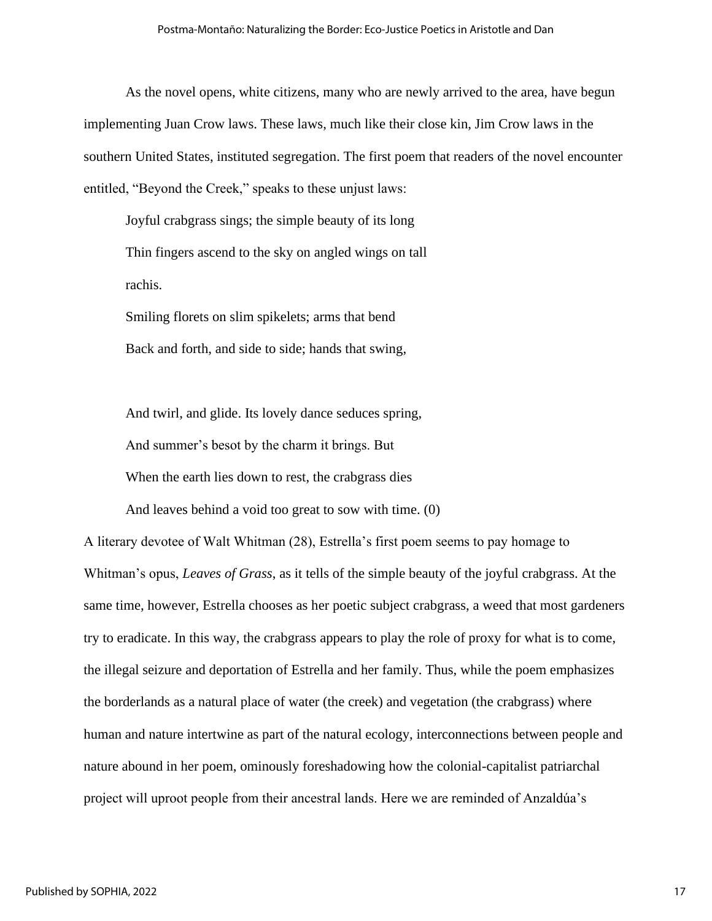As the novel opens, white citizens, many who are newly arrived to the area, have begun implementing Juan Crow laws. These laws, much like their close kin, Jim Crow laws in the southern United States, instituted segregation. The first poem that readers of the novel encounter entitled, "Beyond the Creek," speaks to these unjust laws:

> Joyful crabgrass sings; the simple beauty of its long
> Thin fingers ascend to the sky on angled wings on tall
> rachis.
> Smiling florets on slim spikelets; arms that bend
> Back and forth, and side to side; hands that swing,
>
> And twirl, and glide. Its lovely dance seduces spring,
> And summer's besot by the charm it brings. But
> When the earth lies down to rest, the crabgrass dies
> And leaves behind a void too great to sow with time. (0)

A literary devotee of Walt Whitman (28), Estrella's first poem seems to pay homage to Whitman's opus, *Leaves of Grass*, as it tells of the simple beauty of the joyful crabgrass. At the same time, however, Estrella chooses as her poetic subject crabgrass, a weed that most gardeners try to eradicate. In this way, the crabgrass appears to play the role of proxy for what is to come, the illegal seizure and deportation of Estrella and her family. Thus, while the poem emphasizes the borderlands as a natural place of water (the creek) and vegetation (the crabgrass) where human and nature intertwine as part of the natural ecology, interconnections between people and nature abound in her poem, ominously foreshadowing how the colonial-capitalist patriarchal project will uproot people from their ancestral lands. Here we are reminded of Anzaldúa's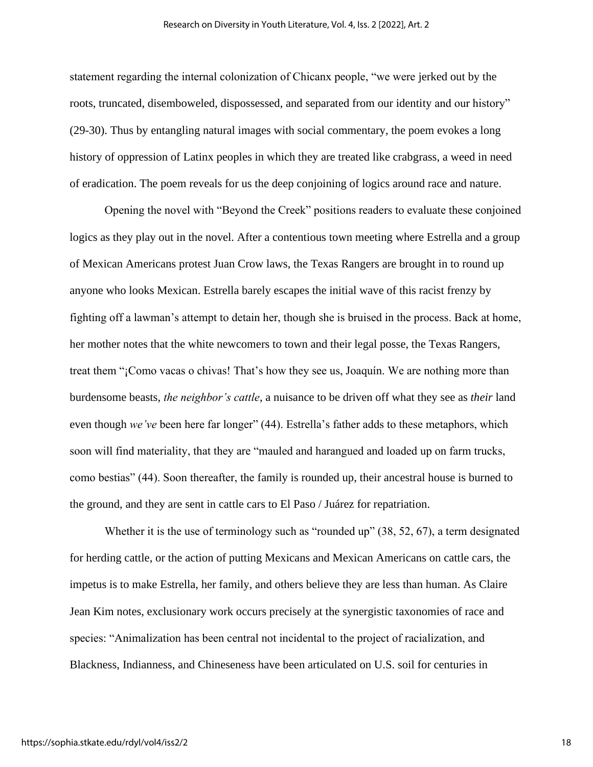statement regarding the internal colonization of Chicanx people, "we were jerked out by the roots, truncated, disemboweled, dispossessed, and separated from our identity and our history" (29-30). Thus by entangling natural images with social commentary, the poem evokes a long history of oppression of Latinx peoples in which they are treated like crabgrass, a weed in need of eradication. The poem reveals for us the deep conjoining of logics around race and nature.

Opening the novel with "Beyond the Creek" positions readers to evaluate these conjoined logics as they play out in the novel. After a contentious town meeting where Estrella and a group of Mexican Americans protest Juan Crow laws, the Texas Rangers are brought in to round up anyone who looks Mexican. Estrella barely escapes the initial wave of this racist frenzy by fighting off a lawman's attempt to detain her, though she is bruised in the process. Back at home, her mother notes that the white newcomers to town and their legal posse, the Texas Rangers, treat them "¡Como vacas o chivas! That's how they see us, Joaquín. We are nothing more than burdensome beasts, *the neighbor's cattle*, a nuisance to be driven off what they see as *their* land even though *we've* been here far longer" (44). Estrella's father adds to these metaphors, which soon will find materiality, that they are "mauled and harangued and loaded up on farm trucks, como bestias" (44). Soon thereafter, the family is rounded up, their ancestral house is burned to the ground, and they are sent in cattle cars to El Paso / Juárez for repatriation.

Whether it is the use of terminology such as "rounded up" (38, 52, 67), a term designated for herding cattle, or the action of putting Mexicans and Mexican Americans on cattle cars, the impetus is to make Estrella, her family, and others believe they are less than human. As Claire Jean Kim notes, exclusionary work occurs precisely at the synergistic taxonomies of race and species: "Animalization has been central not incidental to the project of racialization, and Blackness, Indianness, and Chineseness have been articulated on U.S. soil for centuries in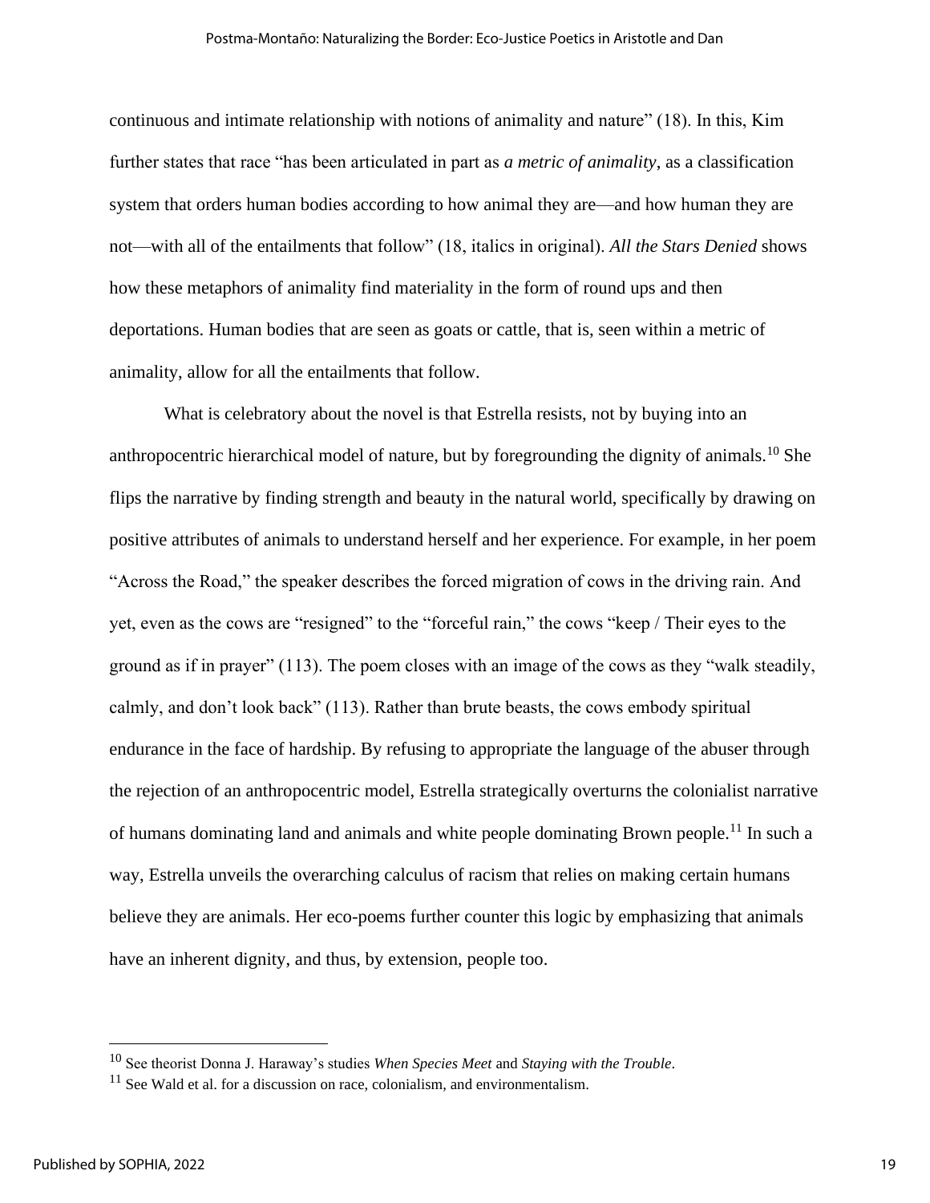continuous and intimate relationship with notions of animality and nature" (18). In this, Kim further states that race "has been articulated in part as *a metric of animality*, as a classification system that orders human bodies according to how animal they are—and how human they are not—with all of the entailments that follow" (18, italics in original). *All the Stars Denied* shows how these metaphors of animality find materiality in the form of round ups and then deportations. Human bodies that are seen as goats or cattle, that is, seen within a metric of animality, allow for all the entailments that follow.

What is celebratory about the novel is that Estrella resists, not by buying into an anthropocentric hierarchical model of nature, but by foregrounding the dignity of animals.[10] She flips the narrative by finding strength and beauty in the natural world, specifically by drawing on positive attributes of animals to understand herself and her experience. For example, in her poem "Across the Road," the speaker describes the forced migration of cows in the driving rain. And yet, even as the cows are "resigned" to the "forceful rain," the cows "keep / Their eyes to the ground as if in prayer" (113). The poem closes with an image of the cows as they "walk steadily, calmly, and don't look back" (113). Rather than brute beasts, the cows embody spiritual endurance in the face of hardship. By refusing to appropriate the language of the abuser through the rejection of an anthropocentric model, Estrella strategically overturns the colonialist narrative of humans dominating land and animals and white people dominating Brown people.[11] In such a way, Estrella unveils the overarching calculus of racism that relies on making certain humans believe they are animals. Her eco-poems further counter this logic by emphasizing that animals have an inherent dignity, and thus, by extension, people too.

---

[10] See theorist Donna J. Haraway's studies *When Species Meet* and *Staying with the Trouble*.

[11] See Wald et al. for a discussion on race, colonialism, and environmentalism.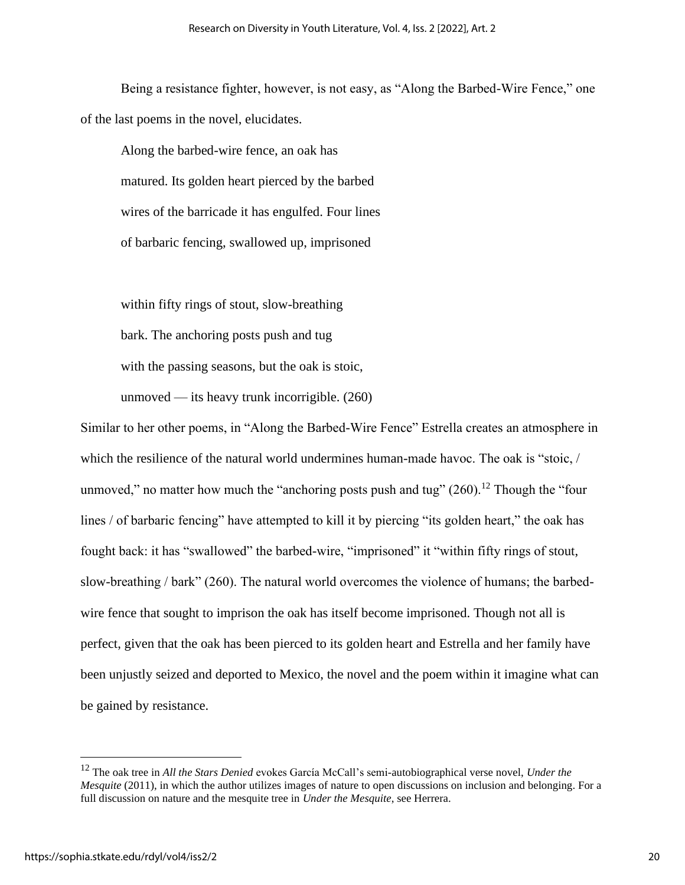Being a resistance fighter, however, is not easy, as "Along the Barbed-Wire Fence," one of the last poems in the novel, elucidates.

> Along the barbed-wire fence, an oak has
> matured. Its golden heart pierced by the barbed
> wires of the barricade it has engulfed. Four lines
> of barbaric fencing, swallowed up, imprisoned
>
> within fifty rings of stout, slow-breathing
> bark. The anchoring posts push and tug
> with the passing seasons, but the oak is stoic,
> unmoved — its heavy trunk incorrigible. (260)

Similar to her other poems, in "Along the Barbed-Wire Fence" Estrella creates an atmosphere in which the resilience of the natural world undermines human-made havoc. The oak is "stoic, / unmoved," no matter how much the "anchoring posts push and tug" (260).[12] Though the "four lines / of barbaric fencing" have attempted to kill it by piercing "its golden heart," the oak has fought back: it has "swallowed" the barbed-wire, "imprisoned" it "within fifty rings of stout, slow-breathing / bark" (260). The natural world overcomes the violence of humans; the barbed-wire fence that sought to imprison the oak has itself become imprisoned. Though not all is perfect, given that the oak has been pierced to its golden heart and Estrella and her family have been unjustly seized and deported to Mexico, the novel and the poem within it imagine what can be gained by resistance.

---

[12] The oak tree in *All the Stars Denied* evokes García McCall's semi-autobiographical verse novel, *Under the Mesquite* (2011), in which the author utilizes images of nature to open discussions on inclusion and belonging. For a full discussion on nature and the mesquite tree in *Under the Mesquite*, see Herrera.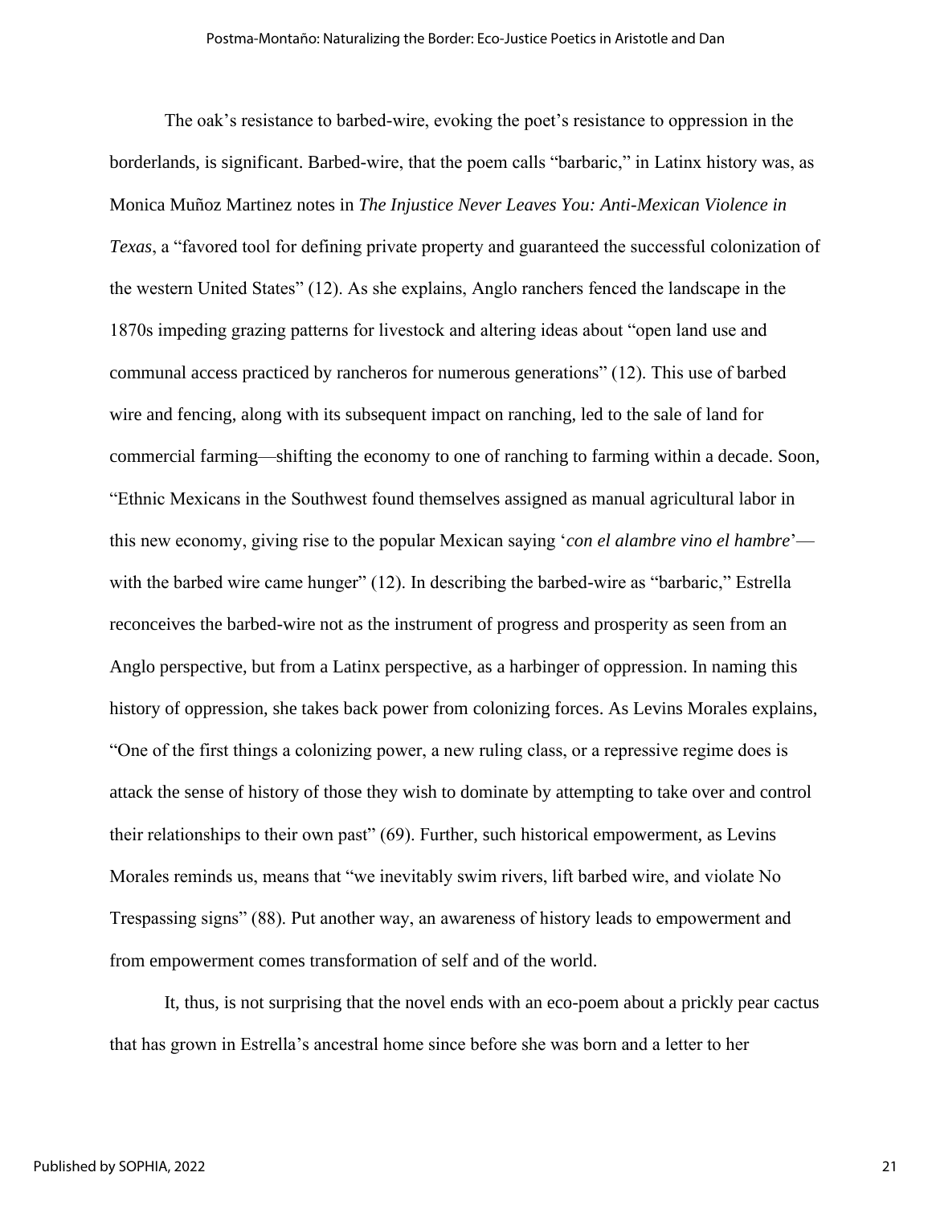The oak's resistance to barbed-wire, evoking the poet's resistance to oppression in the borderlands, is significant. Barbed-wire, that the poem calls "barbaric," in Latinx history was, as Monica Muñoz Martinez notes in *The Injustice Never Leaves You: Anti-Mexican Violence in Texas*, a "favored tool for defining private property and guaranteed the successful colonization of the western United States" (12). As she explains, Anglo ranchers fenced the landscape in the 1870s impeding grazing patterns for livestock and altering ideas about "open land use and communal access practiced by rancheros for numerous generations" (12). This use of barbed wire and fencing, along with its subsequent impact on ranching, led to the sale of land for commercial farming—shifting the economy to one of ranching to farming within a decade. Soon, "Ethnic Mexicans in the Southwest found themselves assigned as manual agricultural labor in this new economy, giving rise to the popular Mexican saying '*con el alambre vino el hambre*'—with the barbed wire came hunger" (12). In describing the barbed-wire as "barbaric," Estrella reconceives the barbed-wire not as the instrument of progress and prosperity as seen from an Anglo perspective, but from a Latinx perspective, as a harbinger of oppression. In naming this history of oppression, she takes back power from colonizing forces. As Levins Morales explains, "One of the first things a colonizing power, a new ruling class, or a repressive regime does is attack the sense of history of those they wish to dominate by attempting to take over and control their relationships to their own past" (69). Further, such historical empowerment, as Levins Morales reminds us, means that "we inevitably swim rivers, lift barbed wire, and violate No Trespassing signs" (88). Put another way, an awareness of history leads to empowerment and from empowerment comes transformation of self and of the world.

It, thus, is not surprising that the novel ends with an eco-poem about a prickly pear cactus that has grown in Estrella's ancestral home since before she was born and a letter to her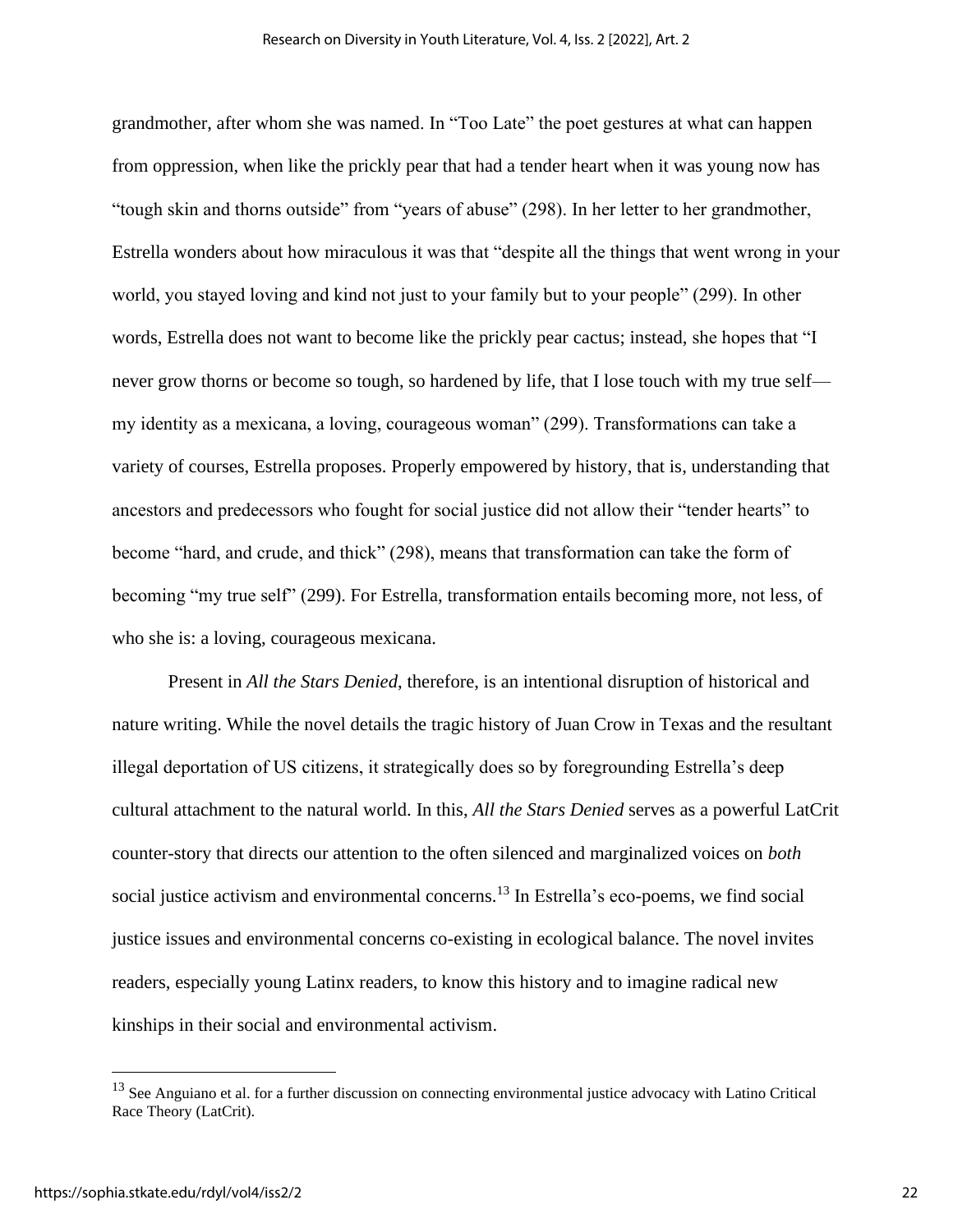grandmother, after whom she was named. In "Too Late" the poet gestures at what can happen from oppression, when like the prickly pear that had a tender heart when it was young now has "tough skin and thorns outside" from "years of abuse" (298). In her letter to her grandmother, Estrella wonders about how miraculous it was that "despite all the things that went wrong in your world, you stayed loving and kind not just to your family but to your people" (299). In other words, Estrella does not want to become like the prickly pear cactus; instead, she hopes that "I never grow thorns or become so tough, so hardened by life, that I lose touch with my true self—my identity as a mexicana, a loving, courageous woman" (299). Transformations can take a variety of courses, Estrella proposes. Properly empowered by history, that is, understanding that ancestors and predecessors who fought for social justice did not allow their "tender hearts" to become "hard, and crude, and thick" (298), means that transformation can take the form of becoming "my true self" (299). For Estrella, transformation entails becoming more, not less, of who she is: a loving, courageous mexicana.

Present in *All the Stars Denied*, therefore, is an intentional disruption of historical and nature writing. While the novel details the tragic history of Juan Crow in Texas and the resultant illegal deportation of US citizens, it strategically does so by foregrounding Estrella's deep cultural attachment to the natural world. In this, *All the Stars Denied* serves as a powerful LatCrit counter-story that directs our attention to the often silenced and marginalized voices on *both* social justice activism and environmental concerns.[13] In Estrella's eco-poems, we find social justice issues and environmental concerns co-existing in ecological balance. The novel invites readers, especially young Latinx readers, to know this history and to imagine radical new kinships in their social and environmental activism.

---

[13] See Anguiano et al. for a further discussion on connecting environmental justice advocacy with Latino Critical Race Theory (LatCrit).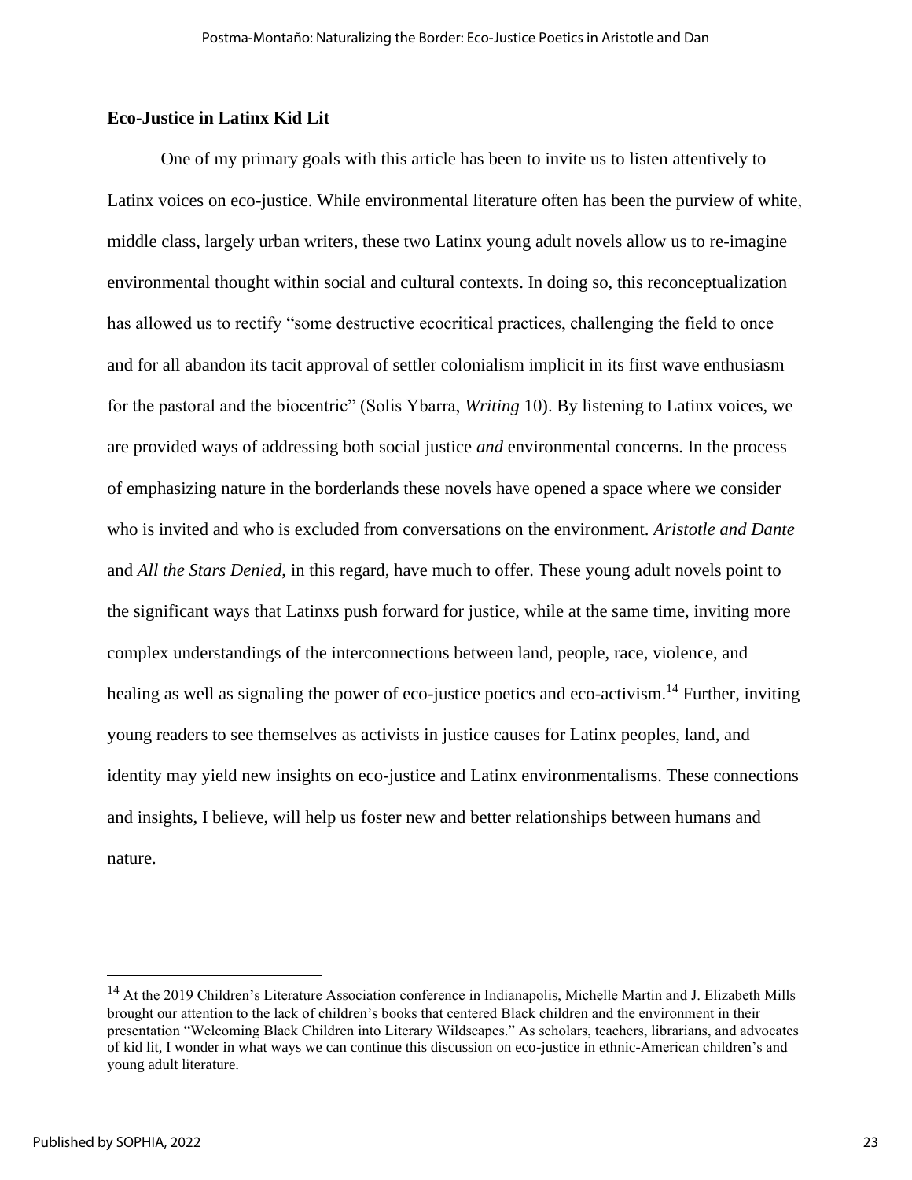### Eco-Justice in Latinx Kid Lit

One of my primary goals with this article has been to invite us to listen attentively to Latinx voices on eco-justice. While environmental literature often has been the purview of white, middle class, largely urban writers, these two Latinx young adult novels allow us to re-imagine environmental thought within social and cultural contexts. In doing so, this reconceptualization has allowed us to rectify "some destructive ecocritical practices, challenging the field to once and for all abandon its tacit approval of settler colonialism implicit in its first wave enthusiasm for the pastoral and the biocentric" (Solis Ybarra, *Writing* 10). By listening to Latinx voices, we are provided ways of addressing both social justice *and* environmental concerns. In the process of emphasizing nature in the borderlands these novels have opened a space where we consider who is invited and who is excluded from conversations on the environment. *Aristotle and Dante* and *All the Stars Denied*, in this regard, have much to offer. These young adult novels point to the significant ways that Latinxs push forward for justice, while at the same time, inviting more complex understandings of the interconnections between land, people, race, violence, and healing as well as signaling the power of eco-justice poetics and eco-activism.[14] Further, inviting young readers to see themselves as activists in justice causes for Latinx peoples, land, and identity may yield new insights on eco-justice and Latinx environmentalisms. These connections and insights, I believe, will help us foster new and better relationships between humans and nature.

---

[14] At the 2019 Children's Literature Association conference in Indianapolis, Michelle Martin and J. Elizabeth Mills brought our attention to the lack of children's books that centered Black children and the environment in their presentation "Welcoming Black Children into Literary Wildscapes." As scholars, teachers, librarians, and advocates of kid lit, I wonder in what ways we can continue this discussion on eco-justice in ethnic-American children's and young adult literature.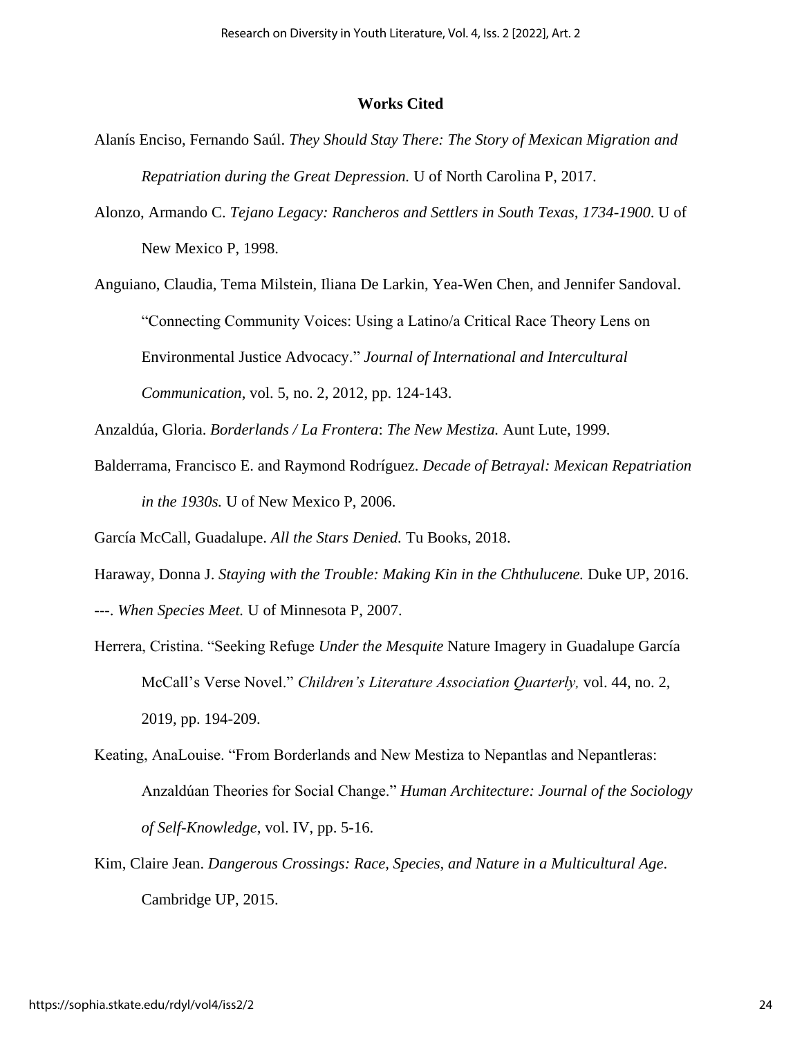## Works Cited

Alanís Enciso, Fernando Saúl. *They Should Stay There: The Story of Mexican Migration and Repatriation during the Great Depression.* U of North Carolina P, 2017.

Alonzo, Armando C. *Tejano Legacy: Rancheros and Settlers in South Texas, 1734-1900*. U of New Mexico P, 1998.

Anguiano, Claudia, Tema Milstein, Iliana De Larkin, Yea-Wen Chen, and Jennifer Sandoval. "Connecting Community Voices: Using a Latino/a Critical Race Theory Lens on Environmental Justice Advocacy." *Journal of International and Intercultural Communication*, vol. 5, no. 2, 2012, pp. 124-143.

Anzaldúa, Gloria. *Borderlands / La Frontera*: *The New Mestiza.* Aunt Lute, 1999.

Balderrama, Francisco E. and Raymond Rodríguez. *Decade of Betrayal: Mexican Repatriation in the 1930s.* U of New Mexico P, 2006.

García McCall, Guadalupe. *All the Stars Denied.* Tu Books, 2018.

Haraway, Donna J. *Staying with the Trouble: Making Kin in the Chthulucene.* Duke UP, 2016.

---. *When Species Meet.* U of Minnesota P, 2007.

Herrera, Cristina. "Seeking Refuge *Under the Mesquite* Nature Imagery in Guadalupe García McCall's Verse Novel." *Children's Literature Association Quarterly,* vol. 44, no. 2, 2019, pp. 194-209.

Keating, AnaLouise. "From Borderlands and New Mestiza to Nepantlas and Nepantleras: Anzaldúan Theories for Social Change." *Human Architecture: Journal of the Sociology of Self-Knowledge*, vol. IV, pp. 5-16.

Kim, Claire Jean. *Dangerous Crossings: Race, Species, and Nature in a Multicultural Age*. Cambridge UP, 2015.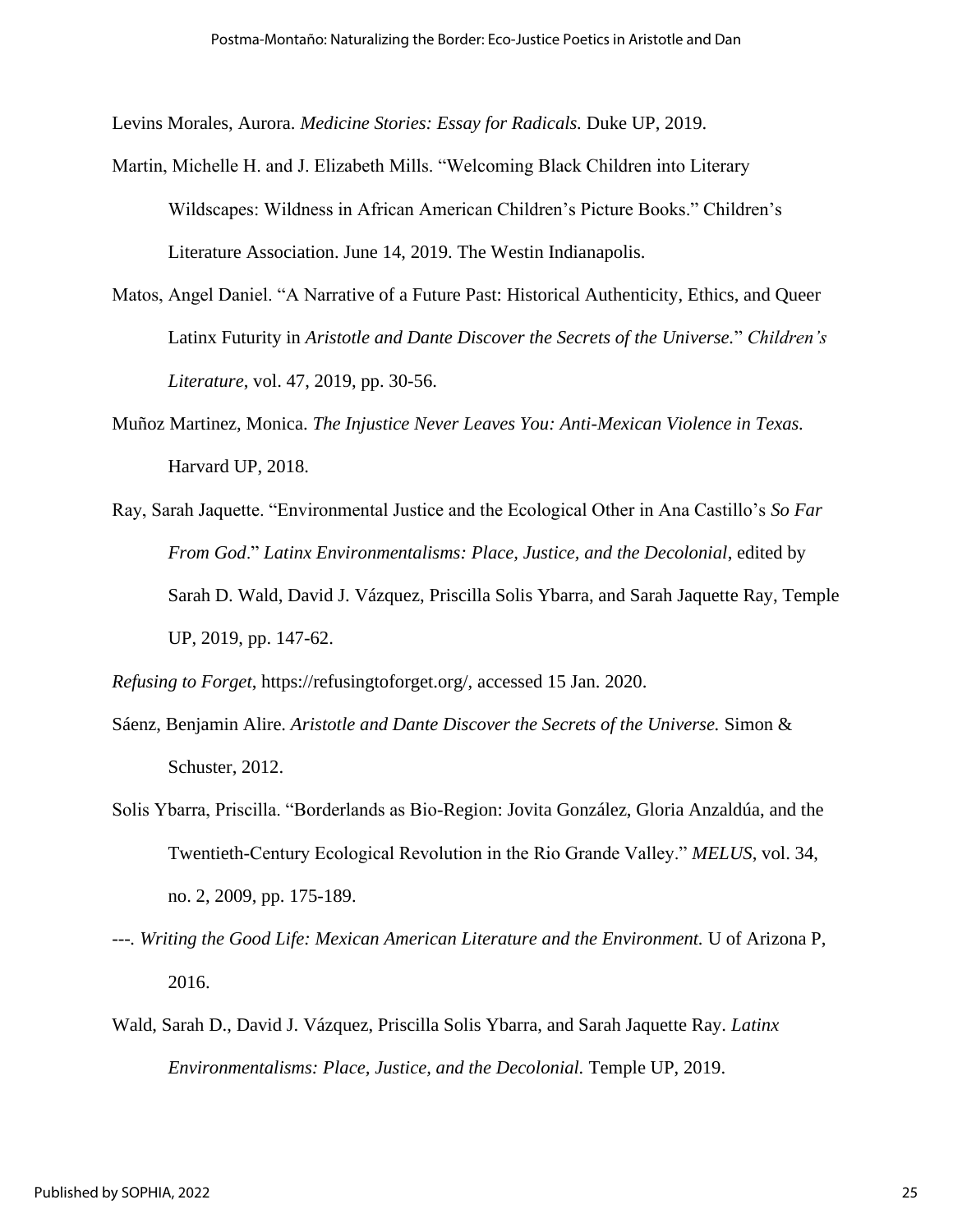Levins Morales, Aurora. *Medicine Stories: Essay for Radicals.* Duke UP, 2019.

Martin, Michelle H. and J. Elizabeth Mills. "Welcoming Black Children into Literary Wildscapes: Wildness in African American Children's Picture Books." Children's Literature Association. June 14, 2019. The Westin Indianapolis.

Matos, Angel Daniel. "A Narrative of a Future Past: Historical Authenticity, Ethics, and Queer Latinx Futurity in *Aristotle and Dante Discover the Secrets of the Universe.*" *Children's Literature*, vol. 47, 2019, pp. 30-56.

Muñoz Martinez, Monica. *The Injustice Never Leaves You: Anti-Mexican Violence in Texas.* Harvard UP, 2018.

Ray, Sarah Jaquette. "Environmental Justice and the Ecological Other in Ana Castillo's *So Far From God*." *Latinx Environmentalisms: Place, Justice, and the Decolonial*, edited by Sarah D. Wald, David J. Vázquez, Priscilla Solis Ybarra, and Sarah Jaquette Ray, Temple UP, 2019, pp. 147-62.

*Refusing to Forget*, https://refusingtoforget.org/, accessed 15 Jan. 2020.

Sáenz, Benjamin Alire. *Aristotle and Dante Discover the Secrets of the Universe.* Simon & Schuster, 2012.

Solis Ybarra, Priscilla. "Borderlands as Bio-Region: Jovita González, Gloria Anzaldúa, and the Twentieth-Century Ecological Revolution in the Rio Grande Valley." *MELUS*, vol. 34, no. 2, 2009, pp. 175-189.

---. *Writing the Good Life: Mexican American Literature and the Environment.* U of Arizona P, 2016.

Wald, Sarah D., David J. Vázquez, Priscilla Solis Ybarra, and Sarah Jaquette Ray. *Latinx Environmentalisms: Place, Justice, and the Decolonial.* Temple UP, 2019.